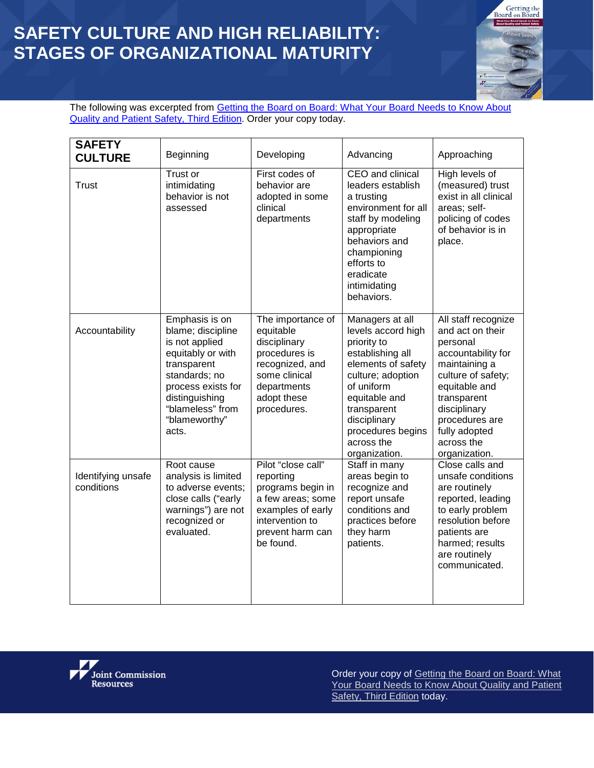# SAFETY CULTURE AND HIGH RELIABILITY: STAGES OF ORGANIZATIONAL MATURITY

The following was excerpted from Getting the Board on Board: What Your Board Needs to Know About Quality and Patient Safety, Third Edition. Order your copy today.

| **SAFETY CULTURE** | Beginning | Developing | Advancing | Approaching |
|---|---|---|---|---|
| Trust | Trust or intimidating behavior is not assessed | First codes of behavior are adopted in some clinical departments | CEO and clinical leaders establish a trusting environment for all staff by modeling appropriate behaviors and championing efforts to eradicate intimidating behaviors. | High levels of (measured) trust exist in all clinical areas; self-policing of codes of behavior is in place. |
| Accountability | Emphasis is on blame; discipline is not applied equitably or with transparent standards; no process exists for distinguishing "blameless" from "blameworthy" acts. | The importance of equitable disciplinary procedures is recognized, and some clinical departments adopt these procedures. | Managers at all levels accord high priority to establishing all elements of safety culture; adoption of uniform equitable and transparent disciplinary procedures begins across the organization. | All staff recognize and act on their personal accountability for maintaining a culture of safety; equitable and transparent disciplinary procedures are fully adopted across the organization. |
| Identifying unsafe conditions | Root cause analysis is limited to adverse events; close calls ("early warnings") are not recognized or evaluated. | Pilot "close call" reporting programs begin in a few areas; some examples of early intervention to prevent harm can be found. | Staff in many areas begin to recognize and report unsafe conditions and practices before they harm patients. | Close calls and unsafe conditions are routinely reported, leading to early problem resolution before patients are harmed; results are routinely communicated. |

Joint Commission Resources

Order your copy of Getting the Board on Board: What Your Board Needs to Know About Quality and Patient Safety, Third Edition today.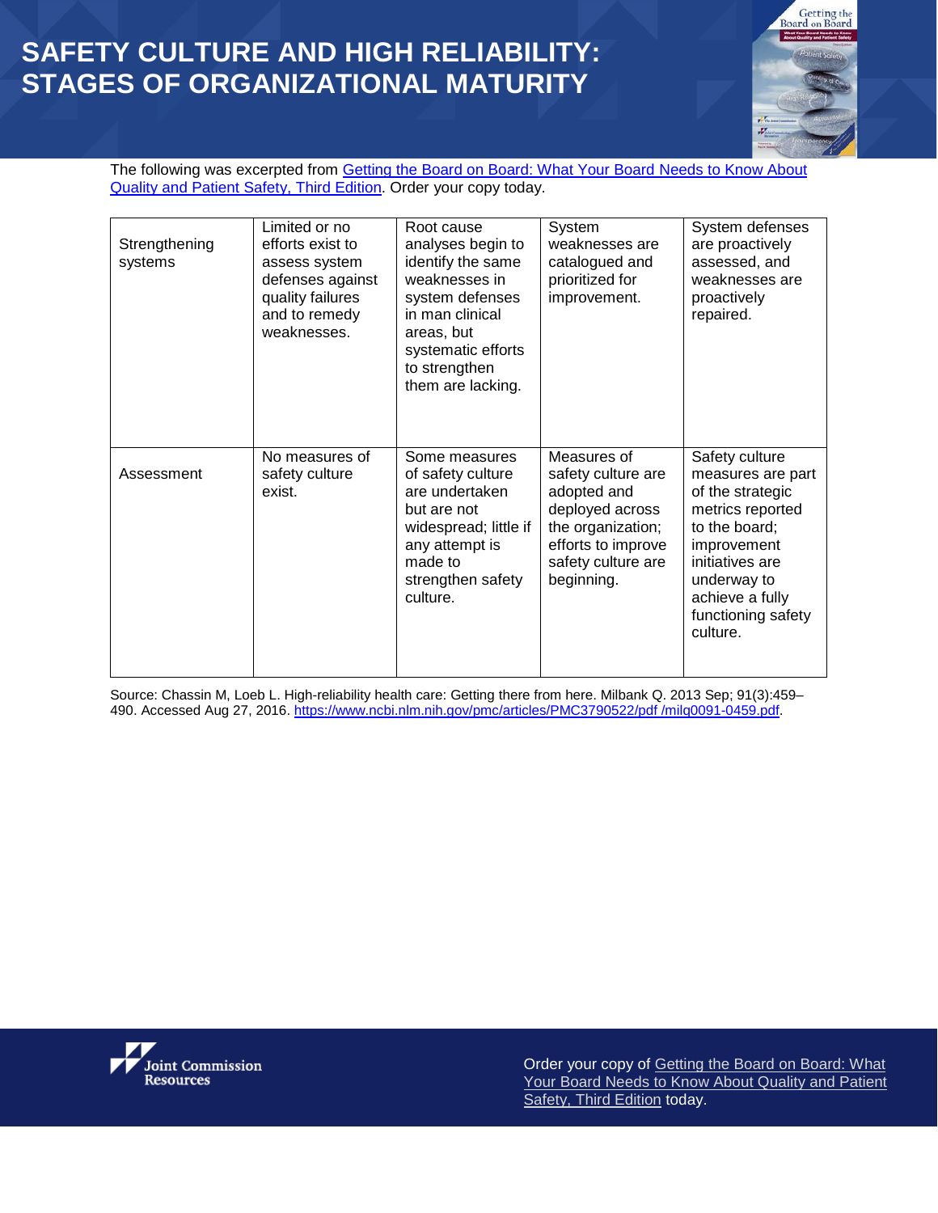# SAFETY CULTURE AND HIGH RELIABILITY: STAGES OF ORGANIZATIONAL MATURITY

The following was excerpted from Getting the Board on Board: What Your Board Needs to Know About Quality and Patient Safety, Third Edition. Order your copy today.

| | | | | |
|---|---|---|---|---|
| Strengthening systems | Limited or no efforts exist to assess system defenses against quality failures and to remedy weaknesses. | Root cause analyses begin to identify the same weaknesses in system defenses in man clinical areas, but systematic efforts to strengthen them are lacking. | System weaknesses are catalogued and prioritized for improvement. | System defenses are proactively assessed, and weaknesses are proactively repaired. |
| Assessment | No measures of safety culture exist. | Some measures of safety culture are undertaken but are not widespread; little if any attempt is made to strengthen safety culture. | Measures of safety culture are adopted and deployed across the organization; efforts to improve safety culture are beginning. | Safety culture measures are part of the strategic metrics reported to the board; improvement initiatives are underway to achieve a fully functioning safety culture. |

Source: Chassin M, Loeb L. High-reliability health care: Getting there from here. Milbank Q. 2013 Sep; 91(3):459–490. Accessed Aug 27, 2016. https://www.ncbi.nlm.nih.gov/pmc/articles/PMC3790522/pdf /milq0091-0459.pdf.

Joint Commission Resources

Order your copy of Getting the Board on Board: What Your Board Needs to Know About Quality and Patient Safety, Third Edition today.